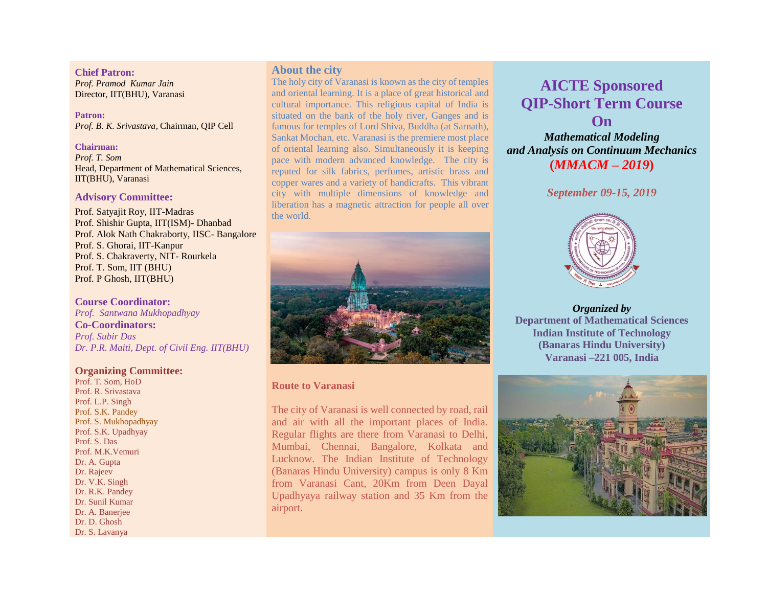**Chief Patron:**
*Prof. Pramod Kumar Jain*
Director, IIT(BHU), Varanasi

**Patron:**
*Prof. B. K. Srivastava*, Chairman, QIP Cell

**Chairman:**
*Prof. T. Som*
Head, Department of Mathematical Sciences, IIT(BHU), Varanasi

**Advisory Committee:**

Prof. Satyajit Roy, IIT-Madras
Prof. Shishir Gupta, IIT(ISM)- Dhanbad
Prof. Alok Nath Chakraborty, IISC- Bangalore
Prof. S. Ghorai, IIT-Kanpur
Prof. S. Chakraverty, NIT- Rourkela
Prof. T. Som, IIT (BHU)
Prof. P Ghosh, IIT(BHU)

**Course Coordinator:**
*Prof. Santwana Mukhopadhyay*
**Co-Coordinators:**
*Prof. Subir Das*
*Dr. P.R. Maiti, Dept. of Civil Eng. IIT(BHU)*

**Organizing Committee:**
Prof. T. Som, HoD
Prof. R. Srivastava
Prof. L.P. Singh
Prof. S.K. Pandey
Prof. S. Mukhopadhyay
Prof. S.K. Upadhyay
Prof. S. Das
Prof. M.K.Vemuri
Dr. A. Gupta
Dr. Rajeev
Dr. V.K. Singh
Dr. R.K. Pandey
Dr. Sunil Kumar
Dr. A. Banerjee
Dr. D. Ghosh
Dr. S. Lavanya

## About the city

The holy city of Varanasi is known as the city of temples and oriental learning. It is a place of great historical and cultural importance. This religious capital of India is situated on the bank of the holy river, Ganges and is famous for temples of Lord Shiva, Buddha (at Sarnath), Sankat Mochan, etc. Varanasi is the premiere most place of oriental learning also. Simultaneously it is keeping pace with modern advanced knowledge. The city is reputed for silk fabrics, perfumes, artistic brass and copper wares and a variety of handicrafts. This vibrant city with multiple dimensions of knowledge and liberation has a magnetic attraction for people all over the world.

## Route to Varanasi

The city of Varanasi is well connected by road, rail and air with all the important places of India. Regular flights are there from Varanasi to Delhi, Mumbai, Chennai, Bangalore, Kolkata and Lucknow. The Indian Institute of Technology (Banaras Hindu University) campus is only 8 Km from Varanasi Cant, 20Km from Deen Dayal Upadhyaya railway station and 35 Km from the airport.

# AICTE Sponsored QIP-Short Term Course On

***Mathematical Modeling and Analysis on Continuum Mechanics***

**(*MMACM – 2019*)**

***September 09-15, 2019***

***Organized by***
**Department of Mathematical Sciences**
**Indian Institute of Technology**
**(Banaras Hindu University)**
**Varanasi –221 005, India**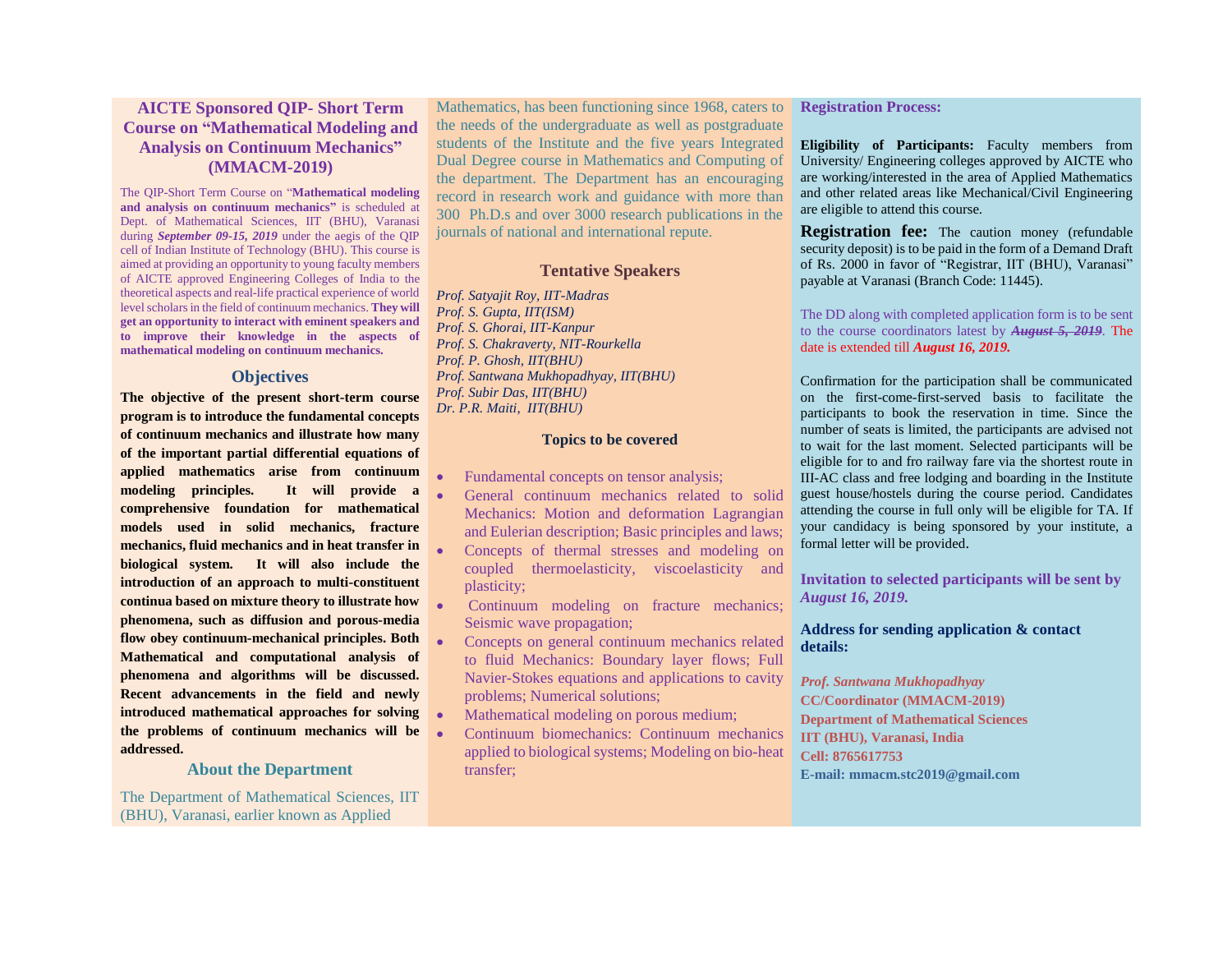# AICTE Sponsored QIP- Short Term Course on "Mathematical Modeling and Analysis on Continuum Mechanics" (MMACM-2019)

The QIP-Short Term Course on "**Mathematical modeling and analysis on continuum mechanics"** is scheduled at Dept. of Mathematical Sciences, IIT (BHU), Varanasi during ***September 09-15, 2019*** under the aegis of the QIP cell of Indian Institute of Technology (BHU). This course is aimed at providing an opportunity to young faculty members of AICTE approved Engineering Colleges of India to the theoretical aspects and real-life practical experience of world level scholars in the field of continuum mechanics. **They will get an opportunity to interact with eminent speakers and to improve their knowledge in the aspects of mathematical modeling on continuum mechanics.**

## Objectives

**The objective of the present short-term course program is to introduce the fundamental concepts of continuum mechanics and illustrate how many of the important partial differential equations of applied mathematics arise from continuum modeling principles. It will provide a comprehensive foundation for mathematical models used in solid mechanics, fracture mechanics, fluid mechanics and in heat transfer in biological system. It will also include the introduction of an approach to multi-constituent continua based on mixture theory to illustrate how phenomena, such as diffusion and porous-media flow obey continuum-mechanical principles. Both Mathematical and computational analysis of phenomena and algorithms will be discussed. Recent advancements in the field and newly introduced mathematical approaches for solving the problems of continuum mechanics will be addressed.**

## About the Department

The Department of Mathematical Sciences, IIT (BHU), Varanasi, earlier known as Applied Mathematics, has been functioning since 1968, caters to the needs of the undergraduate as well as postgraduate students of the Institute and the five years Integrated Dual Degree course in Mathematics and Computing of the department. The Department has an encouraging record in research work and guidance with more than 300 Ph.D.s and over 3000 research publications in the journals of national and international repute.

## Tentative Speakers

*Prof. Satyajit Roy, IIT-Madras*
*Prof. S. Gupta, IIT(ISM)*
*Prof. S. Ghorai, IIT-Kanpur*
*Prof. S. Chakraverty, NIT-Rourkella*
*Prof. P. Ghosh, IIT(BHU)*
*Prof. Santwana Mukhopadhyay, IIT(BHU)*
*Prof. Subir Das, IIT(BHU)*
*Dr. P.R. Maiti, IIT(BHU)*

## Topics to be covered

- Fundamental concepts on tensor analysis;
- General continuum mechanics related to solid Mechanics: Motion and deformation Lagrangian and Eulerian description; Basic principles and laws;
- Concepts of thermal stresses and modeling on coupled thermoelasticity, viscoelasticity and plasticity;
- Continuum modeling on fracture mechanics; Seismic wave propagation;
- Concepts on general continuum mechanics related to fluid Mechanics: Boundary layer flows; Full Navier-Stokes equations and applications to cavity problems; Numerical solutions;
- Mathematical modeling on porous medium;
- Continuum biomechanics: Continuum mechanics applied to biological systems; Modeling on bio-heat transfer;

## Registration Process:

**Eligibility of Participants:** Faculty members from University/ Engineering colleges approved by AICTE who are working/interested in the area of Applied Mathematics and other related areas like Mechanical/Civil Engineering are eligible to attend this course.

**Registration fee:** The caution money (refundable security deposit) is to be paid in the form of a Demand Draft of Rs. 2000 in favor of "Registrar, IIT (BHU), Varanasi" payable at Varanasi (Branch Code: 11445).

The DD along with completed application form is to be sent to the course coordinators latest by ~~***August 5, 2019***~~. The date is extended till ***August 16, 2019.***

Confirmation for the participation shall be communicated on the first-come-first-served basis to facilitate the participants to book the reservation in time. Since the number of seats is limited, the participants are advised not to wait for the last moment. Selected participants will be eligible for to and fro railway fare via the shortest route in III-AC class and free lodging and boarding in the Institute guest house/hostels during the course period. Candidates attending the course in full only will be eligible for TA. If your candidacy is being sponsored by your institute, a formal letter will be provided.

**Invitation to selected participants will be sent by *August 16, 2019.***

**Address for sending application & contact details:**

***Prof. Santwana Mukhopadhyay***
**CC/Coordinator (MMACM-2019)**
**Department of Mathematical Sciences**
**IIT (BHU), Varanasi, India**
**Cell: 8765617753**
**E-mail: mmacm.stc2019@gmail.com**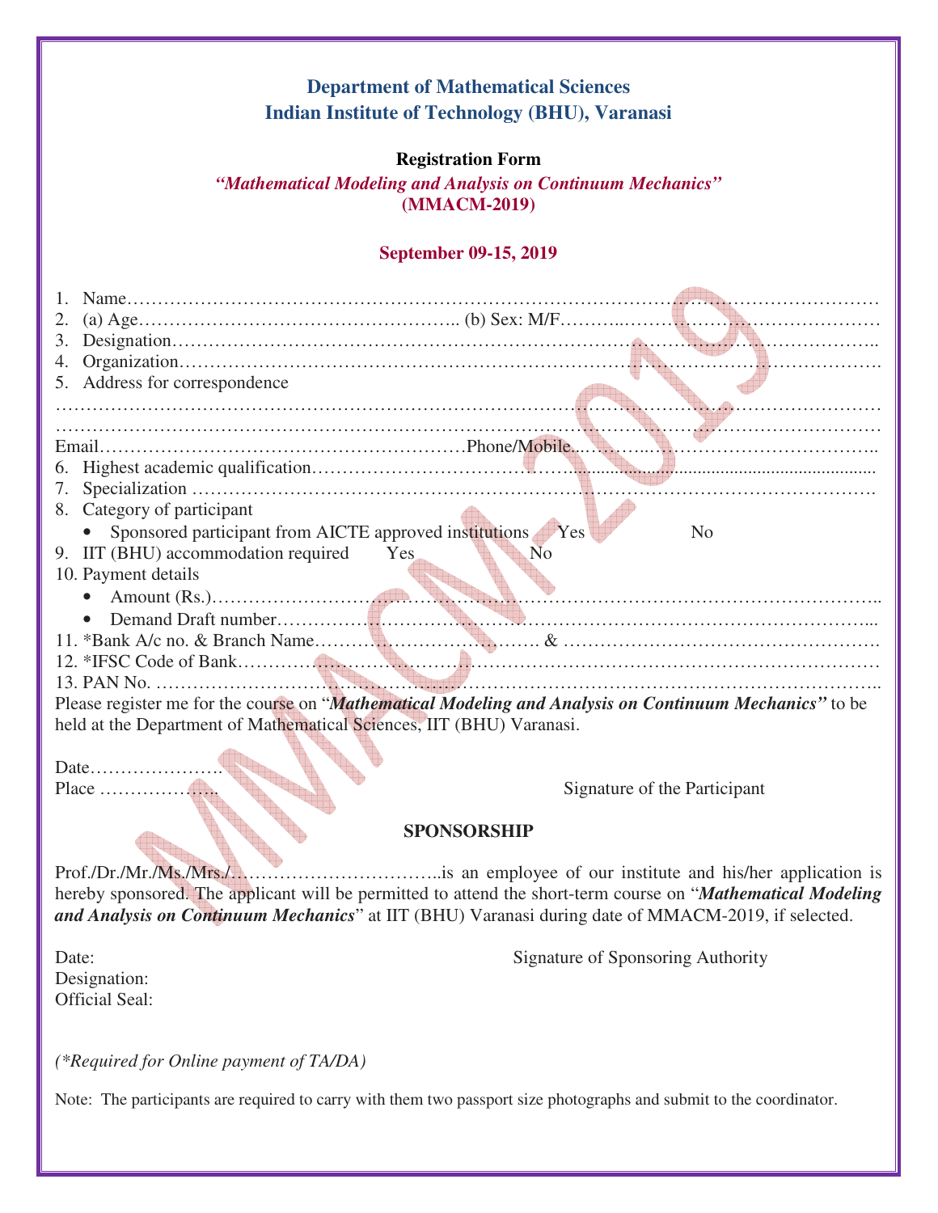**Department of Mathematical Sciences**
**Indian Institute of Technology (BHU), Varanasi**

**Registration Form**

***"Mathematical Modeling and Analysis on Continuum Mechanics"***
**(MMACM-2019)**

**September 09-15, 2019**

1. Name……………………………………………………………………………………………………………
2. (a) Age……………………………………………... (b) Sex: M/F……...……………………………………
3. Designation…………………………………………………………………………………………………..
4. Organization…………………………………………………………………………………………………….
5. Address for correspondence

……………………………………………………………………………………………………………………

……………………………………………………………………………………………………………………

Email…………………………………………………Phone/Mobile...………..……………………………..

6. Highest academic qualification……………………………………………………………………………
7. Specialization ……………………………………………………………………………………………….
8. Category of participant
   - Sponsored participant from AICTE approved institutions Yes No
9. IIT (BHU) accommodation required Yes No
10. Payment details
    - Amount (Rs.)…………………………………………………………………………………………..
    - Demand Draft number………………………………………………………………………………...
11. *Bank A/c no. & Branch Name………………………………. & …………………………………………….
12. *IFSC Code of Bank………………………………………………………………………………………
13. PAN No. ………………………………………………………………………………………………………..

Please register me for the course on "***Mathematical Modeling and Analysis on Continuum Mechanics"*** to be held at the Department of Mathematical Sciences, IIT (BHU) Varanasi.

Date………………….

Place ………………..

Signature of the Participant

**SPONSORSHIP**

Prof./Dr./Mr./Ms./Mrs./……………………………..is an employee of our institute and his/her application is hereby sponsored. The applicant will be permitted to attend the short-term course on "***Mathematical Modeling and Analysis on Continuum Mechanics***" at IIT (BHU) Varanasi during date of MMACM-2019, if selected.

Date:

Designation:

Official Seal:

Signature of Sponsoring Authority

*(*Required for Online payment of TA/DA)*

Note: The participants are required to carry with them two passport size photographs and submit to the coordinator.